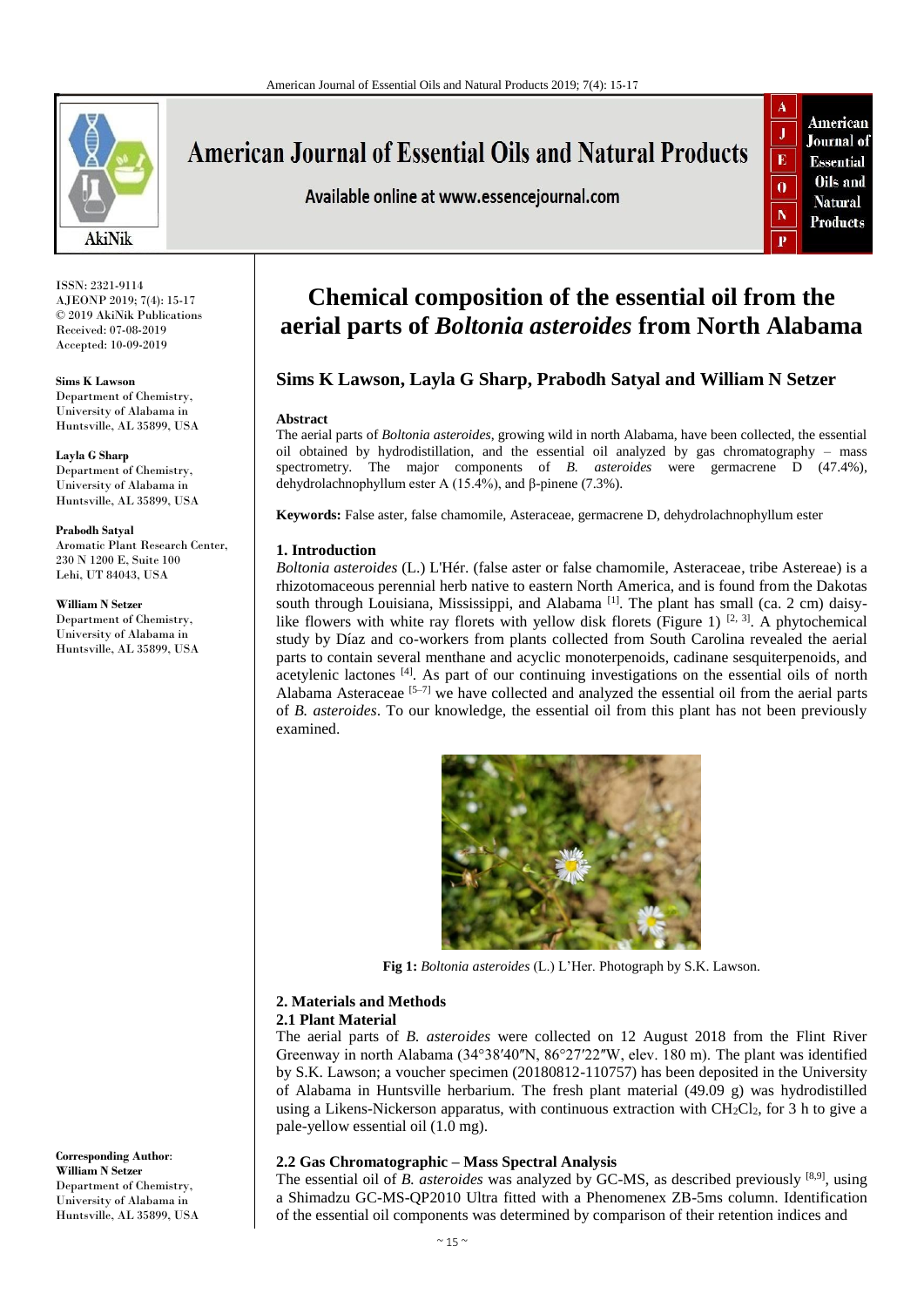ISSN: 2321-9114
AJEONP 2019; 7(4): 15-17
© 2019 AkiNik Publications
Received: 07-08-2019
Accepted: 10-09-2019

**Sims K Lawson**
Department of Chemistry, University of Alabama in Huntsville, AL 35899, USA

**Layla G Sharp**
Department of Chemistry, University of Alabama in Huntsville, AL 35899, USA

**Prabodh Satyal**
Aromatic Plant Research Center, 230 N 1200 E, Suite 100 Lehi, UT 84043, USA

**William N Setzer**
Department of Chemistry, University of Alabama in Huntsville, AL 35899, USA

**Corresponding Author:**
**William N Setzer**
Department of Chemistry, University of Alabama in Huntsville, AL 35899, USA

# Chemical composition of the essential oil from the aerial parts of *Boltonia asteroides* from North Alabama

## Sims K Lawson, Layla G Sharp, Prabodh Satyal and William N Setzer

### Abstract

The aerial parts of *Boltonia asteroides*, growing wild in north Alabama, have been collected, the essential oil obtained by hydrodistillation, and the essential oil analyzed by gas chromatography – mass spectrometry. The major components of *B. asteroides* were germacrene D (47.4%), dehydrolachnophyllum ester A (15.4%), and β-pinene (7.3%).

**Keywords:** False aster, false chamomile, Asteraceae, germacrene D, dehydrolachnophyllum ester

### 1. Introduction

*Boltonia asteroides* (L.) L'Hér. (false aster or false chamomile, Asteraceae, tribe Astereae) is a rhizomaceous perennial herb native to eastern North America, and is found from the Dakotas south through Louisiana, Mississippi, and Alabama [1]. The plant has small (ca. 2 cm) daisy-like flowers with white ray florets with yellow disk florets (Figure 1) [2, 3]. A phytochemical study by Díaz and co-workers from plants collected from South Carolina revealed the aerial parts to contain several menthane and acyclic monoterpenoids, cadinane sesquiterpenoids, and acetylenic lactones [4]. As part of our continuing investigations on the essential oils of north Alabama Asteraceae [5–7] we have collected and analyzed the essential oil from the aerial parts of *B. asteroides*. To our knowledge, the essential oil from this plant has not been previously examined.

**Fig 1:** *Boltonia asteroides* (L.) L'Her. Photograph by S.K. Lawson.

### 2. Materials and Methods

#### 2.1 Plant Material

The aerial parts of *B. asteroides* were collected on 12 August 2018 from the Flint River Greenway in north Alabama (34°38′40″N, 86°27′22″W, elev. 180 m). The plant was identified by S.K. Lawson; a voucher specimen (20180812-110757) has been deposited in the University of Alabama in Huntsville herbarium. The fresh plant material (49.09 g) was hydrodistilled using a Likens-Nickerson apparatus, with continuous extraction with $CH_2Cl_2$, for 3 h to give a pale-yellow essential oil (1.0 mg).

#### 2.2 Gas Chromatographic – Mass Spectral Analysis

The essential oil of *B. asteroides* was analyzed by GC-MS, as described previously [8,9], using a Shimadzu GC-MS-QP2010 Ultra fitted with a Phenomenex ZB-5ms column. Identification of the essential oil components was determined by comparison of their retention indices and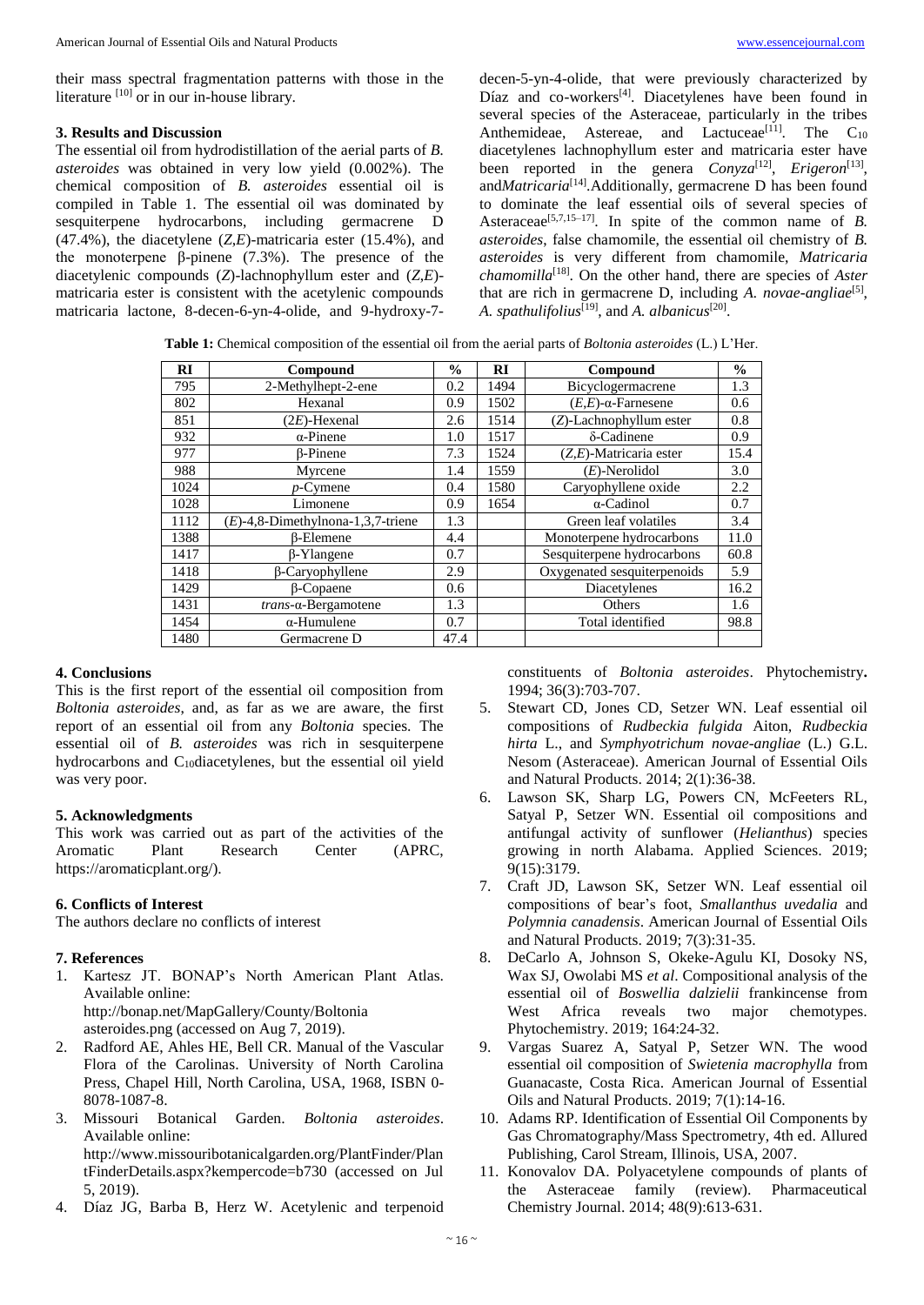their mass spectral fragmentation patterns with those in the literature [10] or in our in-house library.

### 3. Results and Discussion

The essential oil from hydrodistillation of the aerial parts of *B. asteroides* was obtained in very low yield (0.002%). The chemical composition of *B. asteroides* essential oil is compiled in Table 1. The essential oil was dominated by sesquiterpene hydrocarbons, including germacrene D (47.4%), the diacetylene (*Z,E*)-matricaria ester (15.4%), and the monoterpene β-pinene (7.3%). The presence of the diacetylenic compounds (*Z*)-lachnophyllum ester and (*Z,E*)-matricaria ester is consistent with the acetylenic compounds matricaria lactone, 8-decen-6-yn-4-olide, and 9-hydroxy-7-decen-5-yn-4-olide, that were previously characterized by Díaz and co-workers[4]. Diacetylenes have been found in several species of the Asteraceae, particularly in the tribes Anthemideae, Astereae, and Lactuceae[11]. The $C_{10}$ diacetylenes lachnophyllum ester and matricaria ester have been reported in the genera *Conyza*[12], *Erigeron*[13], and *Matricaria*[14]. Additionally, germacrene D has been found to dominate the leaf essential oils of several species of Asteraceae[5,7,15–17]. In spite of the common name of *B. asteroides*, false chamomile, the essential oil chemistry of *B. asteroides* is very different from chamomile, *Matricaria chamomilla*[18]. On the other hand, there are species of *Aster* that are rich in germacrene D, including *A. novae-angliae*[5], *A. spathulifolius*[19], and *A. albanicus*[20].

**Table 1:** Chemical composition of the essential oil from the aerial parts of *Boltonia asteroides* (L.) L'Her.

| RI | Compound | % | RI | Compound | % |
|---|---|---|---|---|---|
| 795 | 2-Methylhept-2-ene | 0.2 | 1494 | Bicyclogermacrene | 1.3 |
| 802 | Hexanal | 0.9 | 1502 | (*E,E*)-α-Farnesene | 0.6 |
| 851 | (2*E*)-Hexenal | 2.6 | 1514 | (*Z*)-Lachnophyllum ester | 0.8 |
| 932 | α-Pinene | 1.0 | 1517 | δ-Cadinene | 0.9 |
| 977 | β-Pinene | 7.3 | 1524 | (*Z,E*)-Matricaria ester | 15.4 |
| 988 | Myrcene | 1.4 | 1559 | (*E*)-Nerolidol | 3.0 |
| 1024 | *p*-Cymene | 0.4 | 1580 | Caryophyllene oxide | 2.2 |
| 1028 | Limonene | 0.9 | 1654 | α-Cadinol | 0.7 |
| 1112 | (*E*)-4,8-Dimethylnona-1,3,7-triene | 1.3 | | Green leaf volatiles | 3.4 |
| 1388 | β-Elemene | 4.4 | | Monoterpene hydrocarbons | 11.0 |
| 1417 | β-Ylangene | 0.7 | | Sesquiterpene hydrocarbons | 60.8 |
| 1418 | β-Caryophyllene | 2.9 | | Oxygenated sesquiterpenoids | 5.9 |
| 1429 | β-Copaene | 0.6 | | Diacetylenes | 16.2 |
| 1431 | *trans*-α-Bergamotene | 1.3 | | Others | 1.6 |
| 1454 | α-Humulene | 0.7 | | Total identified | 98.8 |
| 1480 | Germacrene D | 47.4 | | | |

### 4. Conclusions

This is the first report of the essential oil composition from *Boltonia asteroides*, and, as far as we are aware, the first report of an essential oil from any *Boltonia* species. The essential oil of *B. asteroides* was rich in sesquiterpene hydrocarbons and $C_{10}$ diacetylenes, but the essential oil yield was very poor.

### 5. Acknowledgments

This work was carried out as part of the activities of the Aromatic Plant Research Center (APRC, https://aromaticplant.org/).

### 6. Conflicts of Interest

The authors declare no conflicts of interest

### 7. References

1. Kartesz JT. BONAP's North American Plant Atlas. Available online: http://bonap.net/MapGallery/County/Boltonia asteroides.png (accessed on Aug 7, 2019).
2. Radford AE, Ahles HE, Bell CR. Manual of the Vascular Flora of the Carolinas. University of North Carolina Press, Chapel Hill, North Carolina, USA, 1968, ISBN 0-8078-1087-8.
3. Missouri Botanical Garden. *Boltonia asteroides*. Available online: http://www.missouribotanicalgarden.org/PlantFinder/PlantFinderDetails.aspx?kempercode=b730 (accessed on Jul 5, 2019).
4. Díaz JG, Barba B, Herz W. Acetylenic and terpenoid constituents of *Boltonia asteroides*. Phytochemistry**.** 1994; 36(3):703-707.
5. Stewart CD, Jones CD, Setzer WN. Leaf essential oil compositions of *Rudbeckia fulgida* Aiton, *Rudbeckia hirta* L., and *Symphyotrichum novae-angliae* (L.) G.L. Nesom (Asteraceae). American Journal of Essential Oils and Natural Products. 2014; 2(1):36-38.
6. Lawson SK, Sharp LG, Powers CN, McFeeters RL, Satyal P, Setzer WN. Essential oil compositions and antifungal activity of sunflower (*Helianthus*) species growing in north Alabama. Applied Sciences. 2019; 9(15):3179.
7. Craft JD, Lawson SK, Setzer WN. Leaf essential oil compositions of bear's foot, *Smallanthus uvedalia* and *Polymnia canadensis*. American Journal of Essential Oils and Natural Products. 2019; 7(3):31-35.
8. DeCarlo A, Johnson S, Okeke-Agulu KI, Dosoky NS, Wax SJ, Owolabi MS *et al*. Compositional analysis of the essential oil of *Boswellia dalzielii* frankincense from West Africa reveals two major chemotypes. Phytochemistry. 2019; 164:24-32.
9. Vargas Suarez A, Satyal P, Setzer WN. The wood essential oil composition of *Swietenia macrophylla* from Guanacaste, Costa Rica. American Journal of Essential Oils and Natural Products. 2019; 7(1):14-16.
10. Adams RP. Identification of Essential Oil Components by Gas Chromatography/Mass Spectrometry, 4th ed. Allured Publishing, Carol Stream, Illinois, USA, 2007.
11. Konovalov DA. Polyacetylene compounds of plants of the Asteraceae family (review). Pharmaceutical Chemistry Journal. 2014; 48(9):613-631.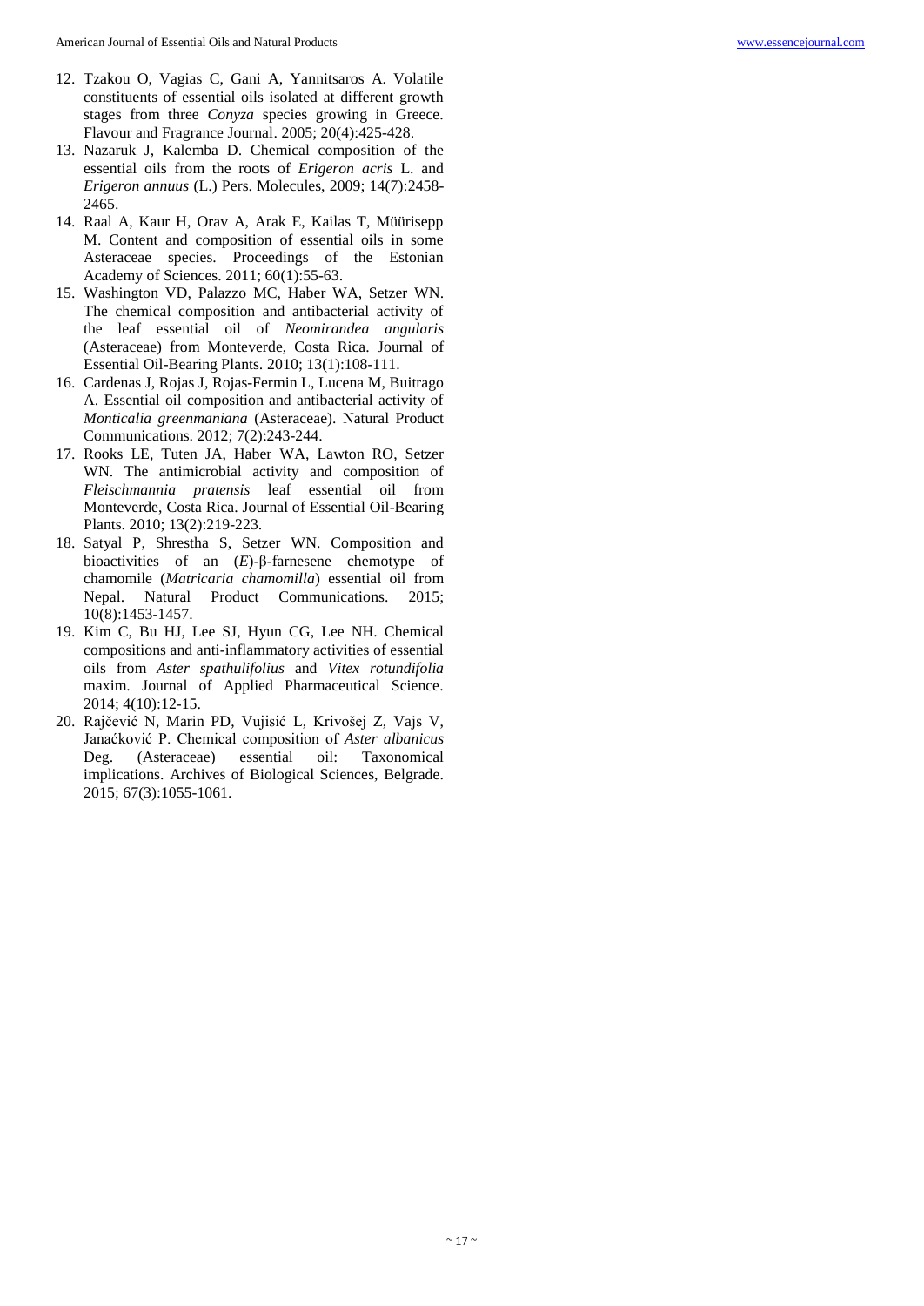12. Tzakou O, Vagias C, Gani A, Yannitsaros A. Volatile constituents of essential oils isolated at different growth stages from three *Conyza* species growing in Greece. Flavour and Fragrance Journal. 2005; 20(4):425-428.
13. Nazaruk J, Kalemba D. Chemical composition of the essential oils from the roots of *Erigeron acris* L. and *Erigeron annuus* (L.) Pers. Molecules, 2009; 14(7):2458-2465.
14. Raal A, Kaur H, Orav A, Arak E, Kailas T, Müürisepp M. Content and composition of essential oils in some Asteraceae species. Proceedings of the Estonian Academy of Sciences. 2011; 60(1):55-63.
15. Washington VD, Palazzo MC, Haber WA, Setzer WN. The chemical composition and antibacterial activity of the leaf essential oil of *Neomirandea angularis* (Asteraceae) from Monteverde, Costa Rica. Journal of Essential Oil-Bearing Plants. 2010; 13(1):108-111.
16. Cardenas J, Rojas J, Rojas-Fermin L, Lucena M, Buitrago A. Essential oil composition and antibacterial activity of *Monticalia greenmaniana* (Asteraceae). Natural Product Communications. 2012; 7(2):243-244.
17. Rooks LE, Tuten JA, Haber WA, Lawton RO, Setzer WN. The antimicrobial activity and composition of *Fleischmannia pratensis* leaf essential oil from Monteverde, Costa Rica. Journal of Essential Oil-Bearing Plants. 2010; 13(2):219-223.
18. Satyal P, Shrestha S, Setzer WN. Composition and bioactivities of an (*E*)-β-farnesene chemotype of chamomile (*Matricaria chamomilla*) essential oil from Nepal. Natural Product Communications. 2015; 10(8):1453-1457.
19. Kim C, Bu HJ, Lee SJ, Hyun CG, Lee NH. Chemical compositions and anti-inflammatory activities of essential oils from *Aster spathulifolius* and *Vitex rotundifolia* maxim. Journal of Applied Pharmaceutical Science. 2014; 4(10):12-15.
20. Rajčević N, Marin PD, Vujisić L, Krivošej Z, Vajs V, Janaćković P. Chemical composition of *Aster albanicus* Deg. (Asteraceae) essential oil: Taxonomical implications. Archives of Biological Sciences, Belgrade. 2015; 67(3):1055-1061.